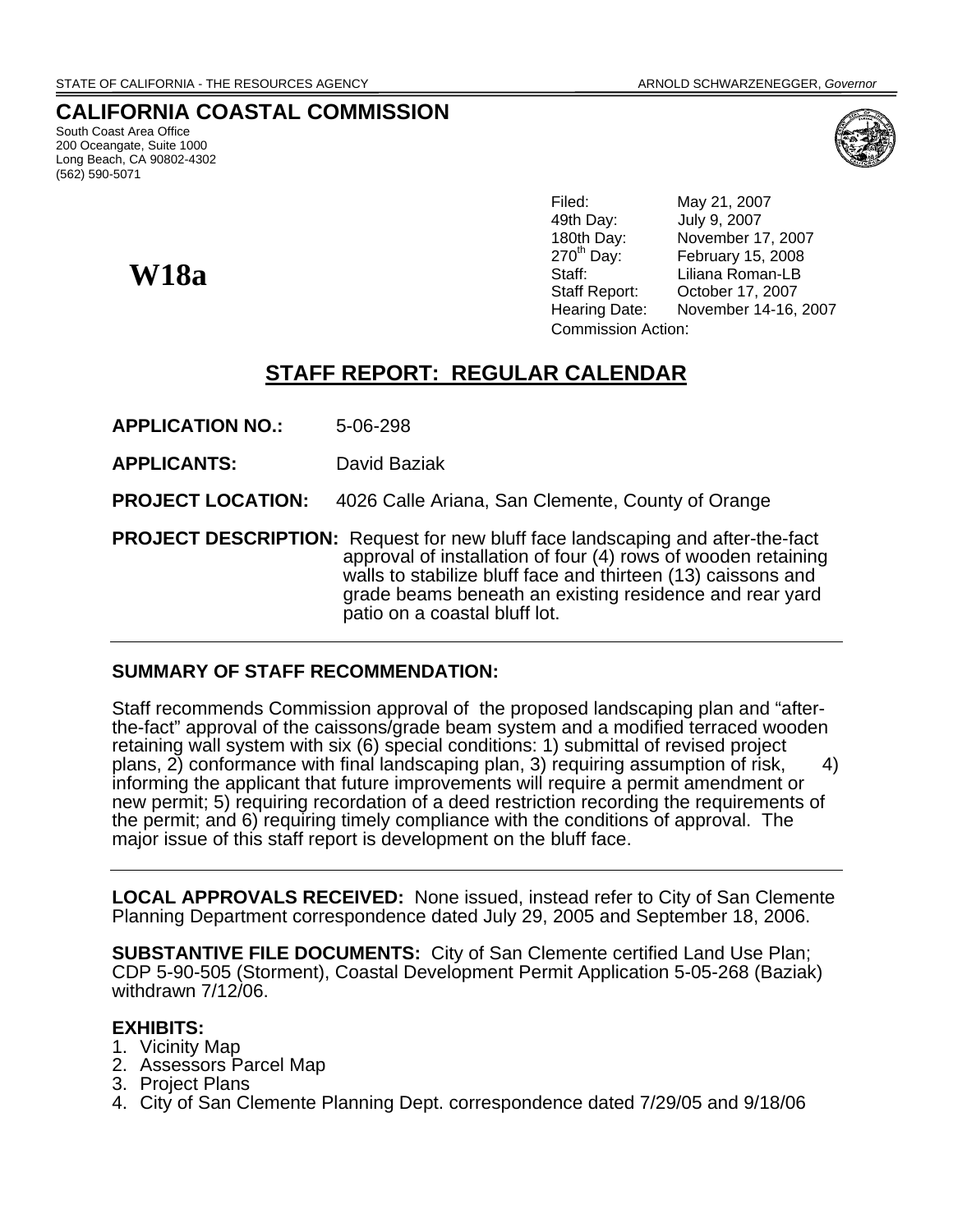STATE OF CALIFORNIA - THE RESOURCES AGENCY ARNOLD SCHWARZENEGGER, *Governor*

# CALIFORNIA COASTAL COMMISSION

South Coast Area Office
200 Oceangate, Suite 1000
Long Beach, CA 90802-4302
(562) 590-5071

Filed: May 21, 2007
49th Day: July 9, 2007
180th Day: November 17, 2007
270th Day: February 15, 2008
Staff: Liliana Roman-LB
Staff Report: October 17, 2007
Hearing Date: November 14-16, 2007
Commission Action:

**W18a**

## STAFF REPORT: REGULAR CALENDAR

**APPLICATION NO.:** 5-06-298

**APPLICANTS:** David Baziak

**PROJECT LOCATION:** 4026 Calle Ariana, San Clemente, County of Orange

**PROJECT DESCRIPTION:** Request for new bluff face landscaping and after-the-fact approval of installation of four (4) rows of wooden retaining walls to stabilize bluff face and thirteen (13) caissons and grade beams beneath an existing residence and rear yard patio on a coastal bluff lot.

---

**SUMMARY OF STAFF RECOMMENDATION:**

Staff recommends Commission approval of the proposed landscaping plan and "after-the-fact" approval of the caissons/grade beam system and a modified terraced wooden retaining wall system with six (6) special conditions: 1) submittal of revised project plans, 2) conformance with final landscaping plan, 3) requiring assumption of risk, 4) informing the applicant that future improvements will require a permit amendment or new permit; 5) requiring recordation of a deed restriction recording the requirements of the permit; and 6) requiring timely compliance with the conditions of approval. The major issue of this staff report is development on the bluff face.

---

**LOCAL APPROVALS RECEIVED:** None issued, instead refer to City of San Clemente Planning Department correspondence dated July 29, 2005 and September 18, 2006.

**SUBSTANTIVE FILE DOCUMENTS:** City of San Clemente certified Land Use Plan; CDP 5-90-505 (Storment), Coastal Development Permit Application 5-05-268 (Baziak) withdrawn 7/12/06.

**EXHIBITS:**

1. Vicinity Map
2. Assessors Parcel Map
3. Project Plans
4. City of San Clemente Planning Dept. correspondence dated 7/29/05 and 9/18/06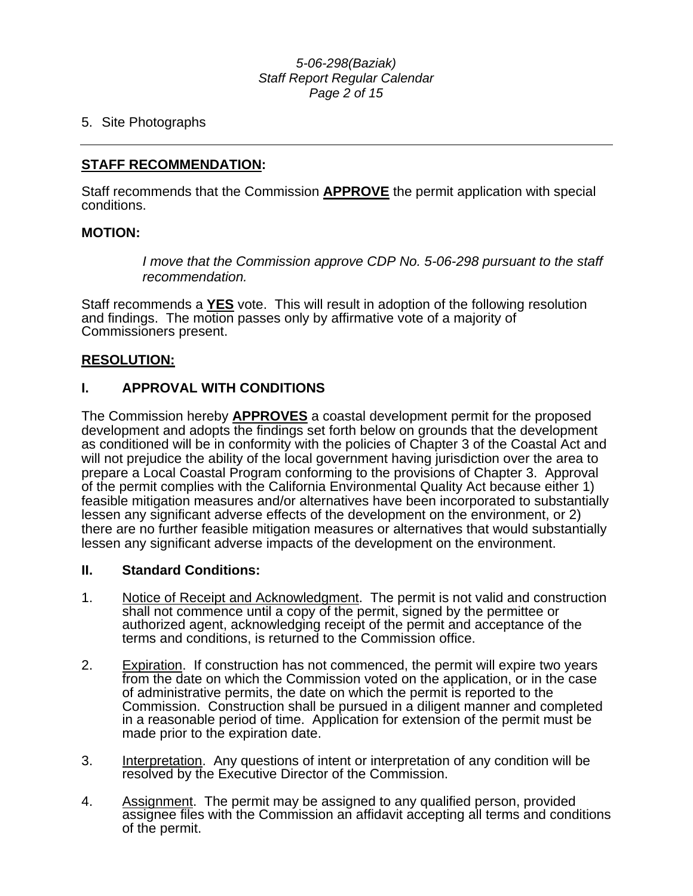5. Site Photographs

---

## **STAFF RECOMMENDATION:**

Staff recommends that the Commission **APPROVE** the permit application with special conditions.

**MOTION:**

> *I move that the Commission approve CDP No. 5-06-298 pursuant to the staff recommendation.*

Staff recommends a **YES** vote. This will result in adoption of the following resolution and findings. The motion passes only by affirmative vote of a majority of Commissioners present.

## **RESOLUTION:**

### **I. APPROVAL WITH CONDITIONS**

The Commission hereby **APPROVES** a coastal development permit for the proposed development and adopts the findings set forth below on grounds that the development as conditioned will be in conformity with the policies of Chapter 3 of the Coastal Act and will not prejudice the ability of the local government having jurisdiction over the area to prepare a Local Coastal Program conforming to the provisions of Chapter 3. Approval of the permit complies with the California Environmental Quality Act because either 1) feasible mitigation measures and/or alternatives have been incorporated to substantially lessen any significant adverse effects of the development on the environment, or 2) there are no further feasible mitigation measures or alternatives that would substantially lessen any significant adverse impacts of the development on the environment.

### **II. Standard Conditions:**

1. Notice of Receipt and Acknowledgment. The permit is not valid and construction shall not commence until a copy of the permit, signed by the permittee or authorized agent, acknowledging receipt of the permit and acceptance of the terms and conditions, is returned to the Commission office.

2. Expiration. If construction has not commenced, the permit will expire two years from the date on which the Commission voted on the application, or in the case of administrative permits, the date on which the permit is reported to the Commission. Construction shall be pursued in a diligent manner and completed in a reasonable period of time. Application for extension of the permit must be made prior to the expiration date.

3. Interpretation. Any questions of intent or interpretation of any condition will be resolved by the Executive Director of the Commission.

4. Assignment. The permit may be assigned to any qualified person, provided assignee files with the Commission an affidavit accepting all terms and conditions of the permit.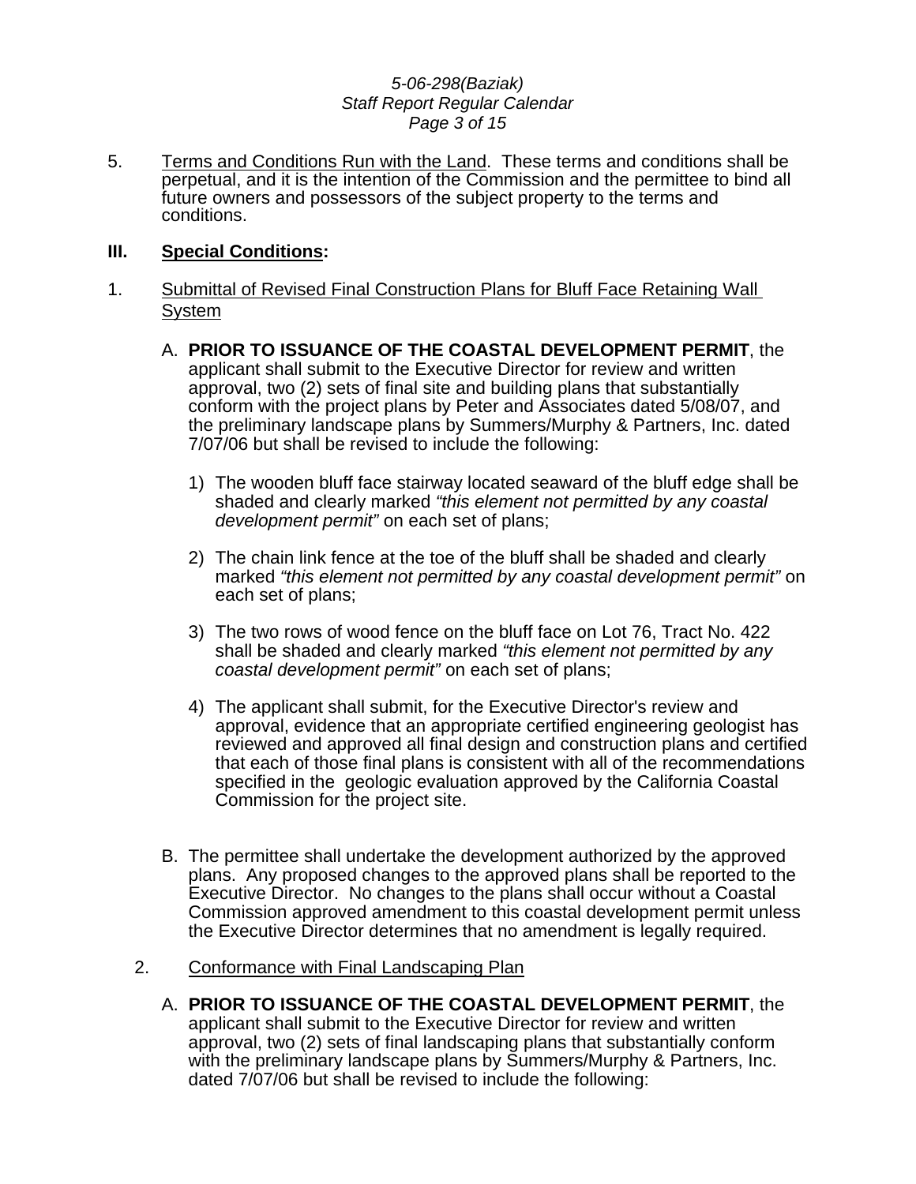5. <u>Terms and Conditions Run with the Land</u>. These terms and conditions shall be perpetual, and it is the intention of the Commission and the permittee to bind all future owners and possessors of the subject property to the terms and conditions.

## III. <u>Special Conditions</u>:

1. <u>Submittal of Revised Final Construction Plans for Bluff Face Retaining Wall System</u>

   A. **PRIOR TO ISSUANCE OF THE COASTAL DEVELOPMENT PERMIT**, the applicant shall submit to the Executive Director for review and written approval, two (2) sets of final site and building plans that substantially conform with the project plans by Peter and Associates dated 5/08/07, and the preliminary landscape plans by Summers/Murphy & Partners, Inc. dated 7/07/06 but shall be revised to include the following:

      1) The wooden bluff face stairway located seaward of the bluff edge shall be shaded and clearly marked *"this element not permitted by any coastal development permit"* on each set of plans;

      2) The chain link fence at the toe of the bluff shall be shaded and clearly marked *"this element not permitted by any coastal development permit"* on each set of plans;

      3) The two rows of wood fence on the bluff face on Lot 76, Tract No. 422 shall be shaded and clearly marked *"this element not permitted by any coastal development permit"* on each set of plans;

      4) The applicant shall submit, for the Executive Director's review and approval, evidence that an appropriate certified engineering geologist has reviewed and approved all final design and construction plans and certified that each of those final plans is consistent with all of the recommendations specified in the geologic evaluation approved by the California Coastal Commission for the project site.

   B. The permittee shall undertake the development authorized by the approved plans. Any proposed changes to the approved plans shall be reported to the Executive Director. No changes to the plans shall occur without a Coastal Commission approved amendment to this coastal development permit unless the Executive Director determines that no amendment is legally required.

2. <u>Conformance with Final Landscaping Plan</u>

   A. **PRIOR TO ISSUANCE OF THE COASTAL DEVELOPMENT PERMIT**, the applicant shall submit to the Executive Director for review and written approval, two (2) sets of final landscaping plans that substantially conform with the preliminary landscape plans by Summers/Murphy & Partners, Inc. dated 7/07/06 but shall be revised to include the following: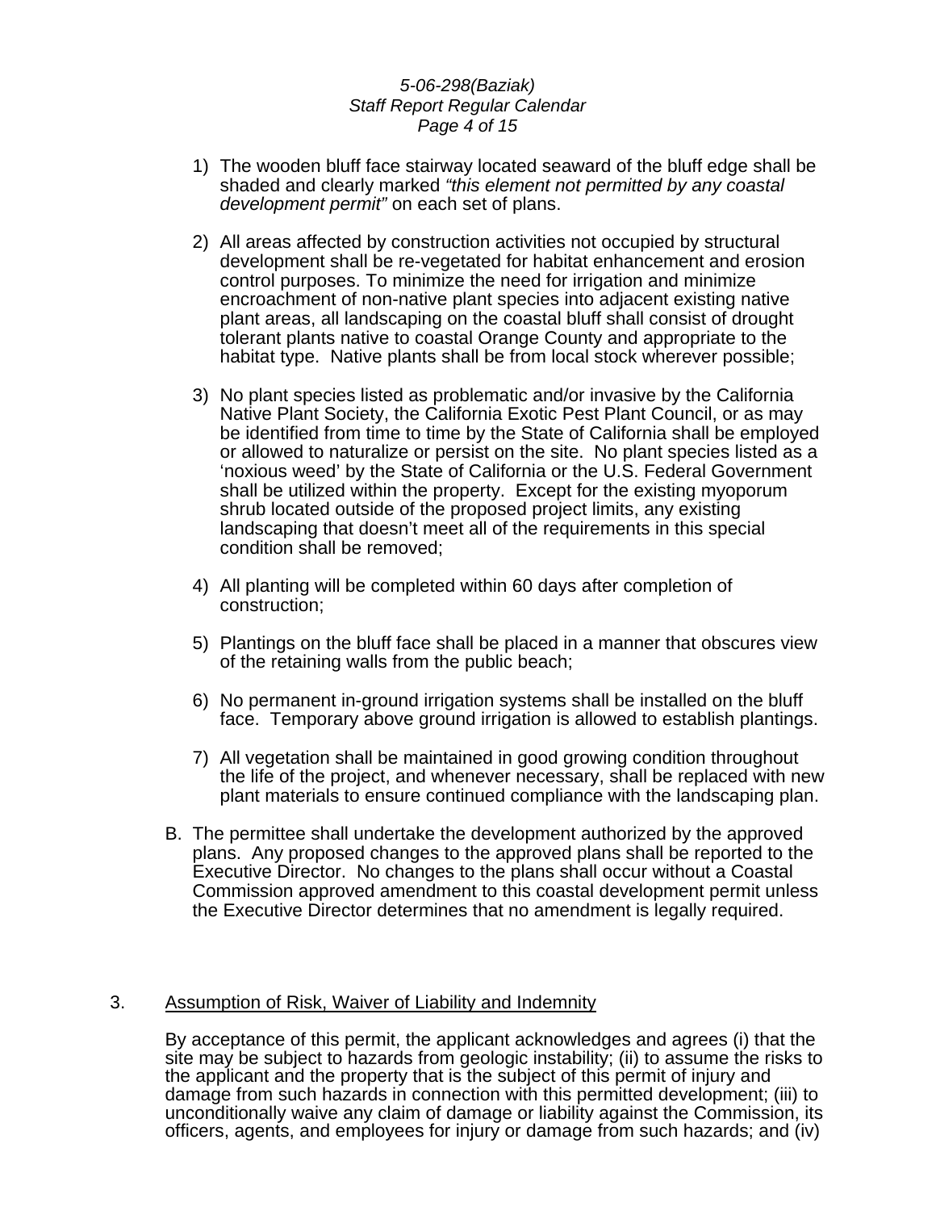1) The wooden bluff face stairway located seaward of the bluff edge shall be shaded and clearly marked *"this element not permitted by any coastal development permit"* on each set of plans.

2) All areas affected by construction activities not occupied by structural development shall be re-vegetated for habitat enhancement and erosion control purposes. To minimize the need for irrigation and minimize encroachment of non-native plant species into adjacent existing native plant areas, all landscaping on the coastal bluff shall consist of drought tolerant plants native to coastal Orange County and appropriate to the habitat type. Native plants shall be from local stock wherever possible;

3) No plant species listed as problematic and/or invasive by the California Native Plant Society, the California Exotic Pest Plant Council, or as may be identified from time to time by the State of California shall be employed or allowed to naturalize or persist on the site. No plant species listed as a 'noxious weed' by the State of California or the U.S. Federal Government shall be utilized within the property. Except for the existing myoporum shrub located outside of the proposed project limits, any existing landscaping that doesn't meet all of the requirements in this special condition shall be removed;

4) All planting will be completed within 60 days after completion of construction;

5) Plantings on the bluff face shall be placed in a manner that obscures view of the retaining walls from the public beach;

6) No permanent in-ground irrigation systems shall be installed on the bluff face. Temporary above ground irrigation is allowed to establish plantings.

7) All vegetation shall be maintained in good growing condition throughout the life of the project, and whenever necessary, shall be replaced with new plant materials to ensure continued compliance with the landscaping plan.

B. The permittee shall undertake the development authorized by the approved plans. Any proposed changes to the approved plans shall be reported to the Executive Director. No changes to the plans shall occur without a Coastal Commission approved amendment to this coastal development permit unless the Executive Director determines that no amendment is legally required.

3. <u>Assumption of Risk, Waiver of Liability and Indemnity</u>

By acceptance of this permit, the applicant acknowledges and agrees (i) that the site may be subject to hazards from geologic instability; (ii) to assume the risks to the applicant and the property that is the subject of this permit of injury and damage from such hazards in connection with this permitted development; (iii) to unconditionally waive any claim of damage or liability against the Commission, its officers, agents, and employees for injury or damage from such hazards; and (iv)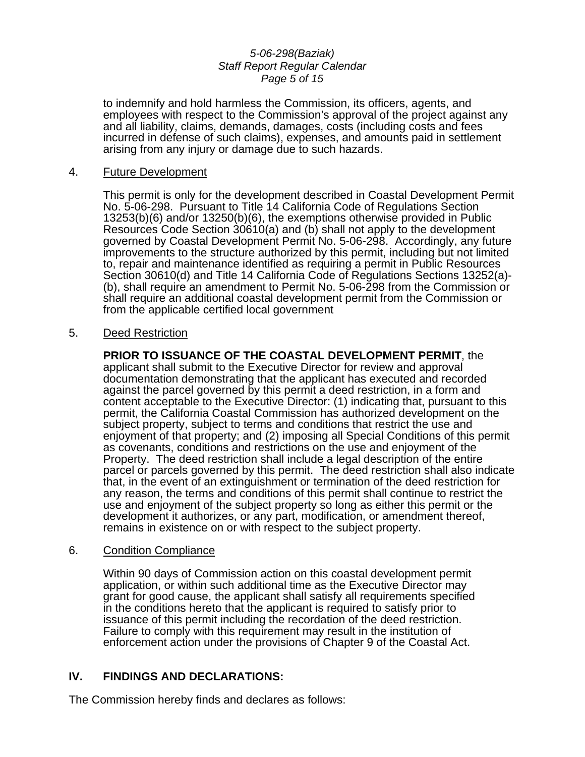to indemnify and hold harmless the Commission, its officers, agents, and employees with respect to the Commission's approval of the project against any and all liability, claims, demands, damages, costs (including costs and fees incurred in defense of such claims), expenses, and amounts paid in settlement arising from any injury or damage due to such hazards.

4. Future Development

This permit is only for the development described in Coastal Development Permit No. 5-06-298. Pursuant to Title 14 California Code of Regulations Section 13253(b)(6) and/or 13250(b)(6), the exemptions otherwise provided in Public Resources Code Section 30610(a) and (b) shall not apply to the development governed by Coastal Development Permit No. 5-06-298. Accordingly, any future improvements to the structure authorized by this permit, including but not limited to, repair and maintenance identified as requiring a permit in Public Resources Section 30610(d) and Title 14 California Code of Regulations Sections 13252(a)-(b), shall require an amendment to Permit No. 5-06-298 from the Commission or shall require an additional coastal development permit from the Commission or from the applicable certified local government

5. Deed Restriction

**PRIOR TO ISSUANCE OF THE COASTAL DEVELOPMENT PERMIT**, the applicant shall submit to the Executive Director for review and approval documentation demonstrating that the applicant has executed and recorded against the parcel governed by this permit a deed restriction, in a form and content acceptable to the Executive Director: (1) indicating that, pursuant to this permit, the California Coastal Commission has authorized development on the subject property, subject to terms and conditions that restrict the use and enjoyment of that property; and (2) imposing all Special Conditions of this permit as covenants, conditions and restrictions on the use and enjoyment of the Property. The deed restriction shall include a legal description of the entire parcel or parcels governed by this permit. The deed restriction shall also indicate that, in the event of an extinguishment or termination of the deed restriction for any reason, the terms and conditions of this permit shall continue to restrict the use and enjoyment of the subject property so long as either this permit or the development it authorizes, or any part, modification, or amendment thereof, remains in existence on or with respect to the subject property.

6. Condition Compliance

Within 90 days of Commission action on this coastal development permit application, or within such additional time as the Executive Director may grant for good cause, the applicant shall satisfy all requirements specified in the conditions hereto that the applicant is required to satisfy prior to issuance of this permit including the recordation of the deed restriction. Failure to comply with this requirement may result in the institution of enforcement action under the provisions of Chapter 9 of the Coastal Act.

## IV. FINDINGS AND DECLARATIONS:

The Commission hereby finds and declares as follows: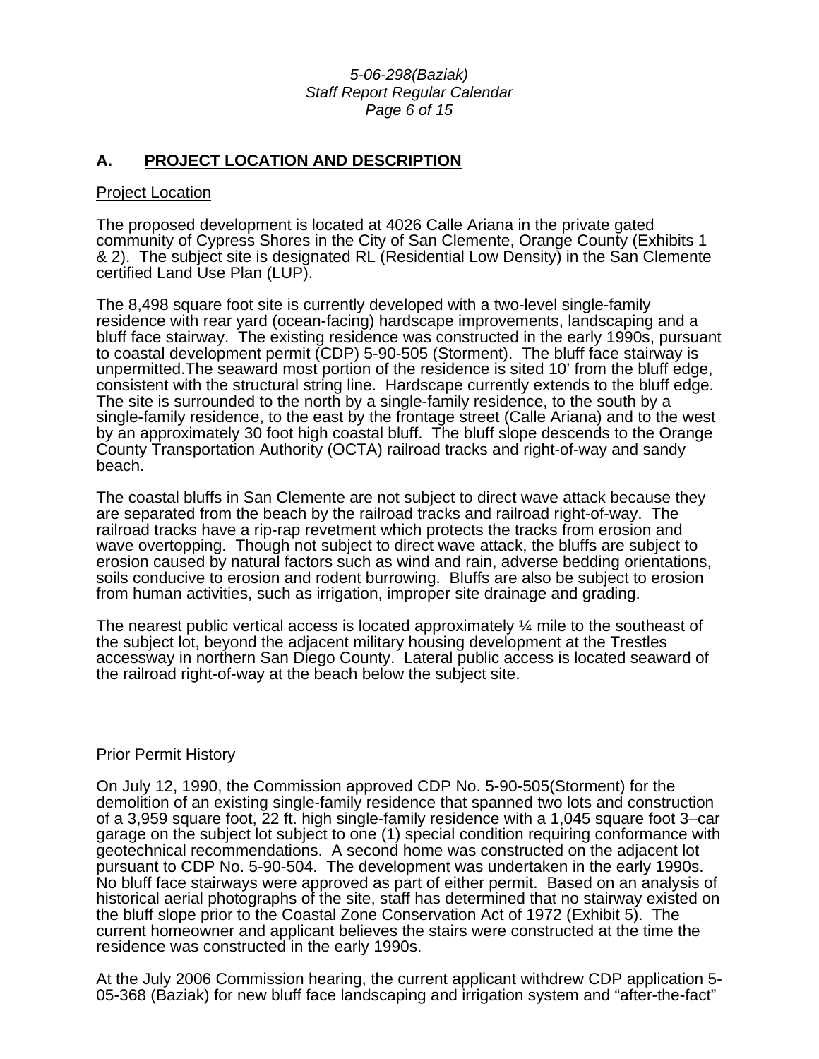## A. PROJECT LOCATION AND DESCRIPTION

Project Location

The proposed development is located at 4026 Calle Ariana in the private gated community of Cypress Shores in the City of San Clemente, Orange County (Exhibits 1 & 2). The subject site is designated RL (Residential Low Density) in the San Clemente certified Land Use Plan (LUP).

The 8,498 square foot site is currently developed with a two-level single-family residence with rear yard (ocean-facing) hardscape improvements, landscaping and a bluff face stairway. The existing residence was constructed in the early 1990s, pursuant to coastal development permit (CDP) 5-90-505 (Storment). The bluff face stairway is unpermitted.The seaward most portion of the residence is sited 10' from the bluff edge, consistent with the structural string line. Hardscape currently extends to the bluff edge. The site is surrounded to the north by a single-family residence, to the south by a single-family residence, to the east by the frontage street (Calle Ariana) and to the west by an approximately 30 foot high coastal bluff. The bluff slope descends to the Orange County Transportation Authority (OCTA) railroad tracks and right-of-way and sandy beach.

The coastal bluffs in San Clemente are not subject to direct wave attack because they are separated from the beach by the railroad tracks and railroad right-of-way. The railroad tracks have a rip-rap revetment which protects the tracks from erosion and wave overtopping. Though not subject to direct wave attack, the bluffs are subject to erosion caused by natural factors such as wind and rain, adverse bedding orientations, soils conducive to erosion and rodent burrowing. Bluffs are also be subject to erosion from human activities, such as irrigation, improper site drainage and grading.

The nearest public vertical access is located approximately ¼ mile to the southeast of the subject lot, beyond the adjacent military housing development at the Trestles accessway in northern San Diego County. Lateral public access is located seaward of the railroad right-of-way at the beach below the subject site.

Prior Permit History

On July 12, 1990, the Commission approved CDP No. 5-90-505(Storment) for the demolition of an existing single-family residence that spanned two lots and construction of a 3,959 square foot, 22 ft. high single-family residence with a 1,045 square foot 3–car garage on the subject lot subject to one (1) special condition requiring conformance with geotechnical recommendations. A second home was constructed on the adjacent lot pursuant to CDP No. 5-90-504. The development was undertaken in the early 1990s. No bluff face stairways were approved as part of either permit. Based on an analysis of historical aerial photographs of the site, staff has determined that no stairway existed on the bluff slope prior to the Coastal Zone Conservation Act of 1972 (Exhibit 5). The current homeowner and applicant believes the stairs were constructed at the time the residence was constructed in the early 1990s.

At the July 2006 Commission hearing, the current applicant withdrew CDP application 5-05-368 (Baziak) for new bluff face landscaping and irrigation system and "after-the-fact"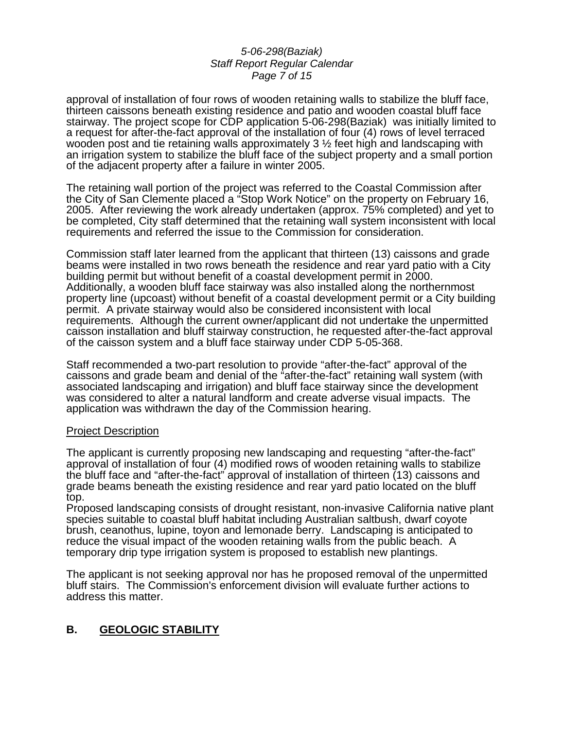approval of installation of four rows of wooden retaining walls to stabilize the bluff face, thirteen caissons beneath existing residence and patio and wooden coastal bluff face stairway. The project scope for CDP application 5-06-298(Baziak) was initially limited to a request for after-the-fact approval of the installation of four (4) rows of level terraced wooden post and tie retaining walls approximately 3 ½ feet high and landscaping with an irrigation system to stabilize the bluff face of the subject property and a small portion of the adjacent property after a failure in winter 2005.

The retaining wall portion of the project was referred to the Coastal Commission after the City of San Clemente placed a "Stop Work Notice" on the property on February 16, 2005. After reviewing the work already undertaken (approx. 75% completed) and yet to be completed, City staff determined that the retaining wall system inconsistent with local requirements and referred the issue to the Commission for consideration.

Commission staff later learned from the applicant that thirteen (13) caissons and grade beams were installed in two rows beneath the residence and rear yard patio with a City building permit but without benefit of a coastal development permit in 2000. Additionally, a wooden bluff face stairway was also installed along the northernmost property line (upcoast) without benefit of a coastal development permit or a City building permit. A private stairway would also be considered inconsistent with local requirements. Although the current owner/applicant did not undertake the unpermitted caisson installation and bluff stairway construction, he requested after-the-fact approval of the caisson system and a bluff face stairway under CDP 5-05-368.

Staff recommended a two-part resolution to provide "after-the-fact" approval of the caissons and grade beam and denial of the "after-the-fact" retaining wall system (with associated landscaping and irrigation) and bluff face stairway since the development was considered to alter a natural landform and create adverse visual impacts. The application was withdrawn the day of the Commission hearing.

<u>Project Description</u>

The applicant is currently proposing new landscaping and requesting "after-the-fact" approval of installation of four (4) modified rows of wooden retaining walls to stabilize the bluff face and "after-the-fact" approval of installation of thirteen (13) caissons and grade beams beneath the existing residence and rear yard patio located on the bluff top.
Proposed landscaping consists of drought resistant, non-invasive California native plant species suitable to coastal bluff habitat including Australian saltbush, dwarf coyote brush, ceanothus, lupine, toyon and lemonade berry. Landscaping is anticipated to reduce the visual impact of the wooden retaining walls from the public beach. A temporary drip type irrigation system is proposed to establish new plantings.

The applicant is not seeking approval nor has he proposed removal of the unpermitted bluff stairs. The Commission's enforcement division will evaluate further actions to address this matter.

## B. <u>GEOLOGIC STABILITY</u>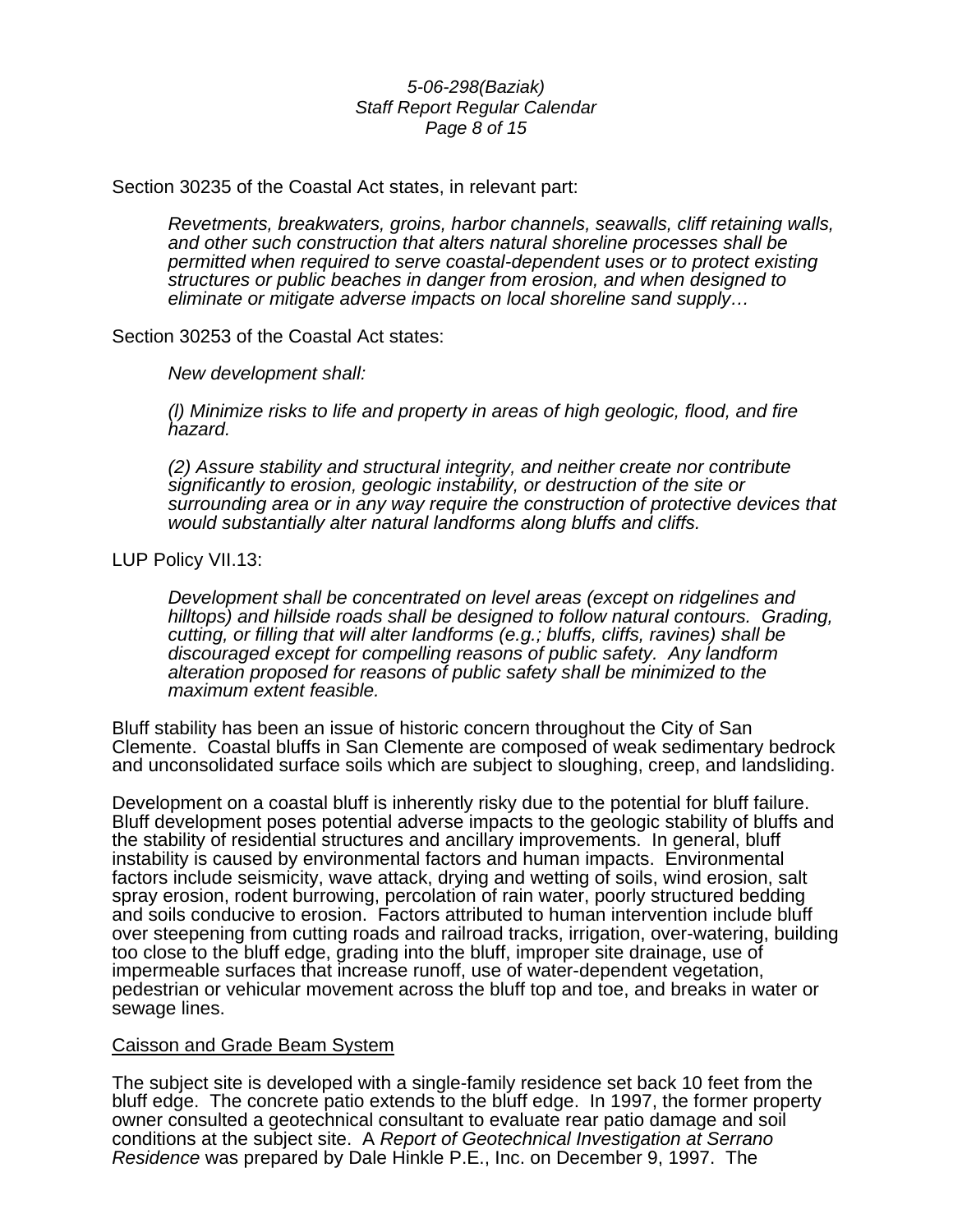Section 30235 of the Coastal Act states, in relevant part:

> *Revetments, breakwaters, groins, harbor channels, seawalls, cliff retaining walls, and other such construction that alters natural shoreline processes shall be permitted when required to serve coastal-dependent uses or to protect existing structures or public beaches in danger from erosion, and when designed to eliminate or mitigate adverse impacts on local shoreline sand supply…*

Section 30253 of the Coastal Act states:

> *New development shall:*
>
> *(l) Minimize risks to life and property in areas of high geologic, flood, and fire hazard.*
>
> *(2) Assure stability and structural integrity, and neither create nor contribute significantly to erosion, geologic instability, or destruction of the site or surrounding area or in any way require the construction of protective devices that would substantially alter natural landforms along bluffs and cliffs.*

LUP Policy VII.13:

> *Development shall be concentrated on level areas (except on ridgelines and hilltops) and hillside roads shall be designed to follow natural contours. Grading, cutting, or filling that will alter landforms (e.g.; bluffs, cliffs, ravines) shall be discouraged except for compelling reasons of public safety. Any landform alteration proposed for reasons of public safety shall be minimized to the maximum extent feasible.*

Bluff stability has been an issue of historic concern throughout the City of San Clemente. Coastal bluffs in San Clemente are composed of weak sedimentary bedrock and unconsolidated surface soils which are subject to sloughing, creep, and landsliding.

Development on a coastal bluff is inherently risky due to the potential for bluff failure. Bluff development poses potential adverse impacts to the geologic stability of bluffs and the stability of residential structures and ancillary improvements. In general, bluff instability is caused by environmental factors and human impacts. Environmental factors include seismicity, wave attack, drying and wetting of soils, wind erosion, salt spray erosion, rodent burrowing, percolation of rain water, poorly structured bedding and soils conducive to erosion. Factors attributed to human intervention include bluff over steepening from cutting roads and railroad tracks, irrigation, over-watering, building too close to the bluff edge, grading into the bluff, improper site drainage, use of impermeable surfaces that increase runoff, use of water-dependent vegetation, pedestrian or vehicular movement across the bluff top and toe, and breaks in water or sewage lines.

<u>Caisson and Grade Beam System</u>

The subject site is developed with a single-family residence set back 10 feet from the bluff edge. The concrete patio extends to the bluff edge. In 1997, the former property owner consulted a geotechnical consultant to evaluate rear patio damage and soil conditions at the subject site. A *Report of Geotechnical Investigation at Serrano Residence* was prepared by Dale Hinkle P.E., Inc. on December 9, 1997. The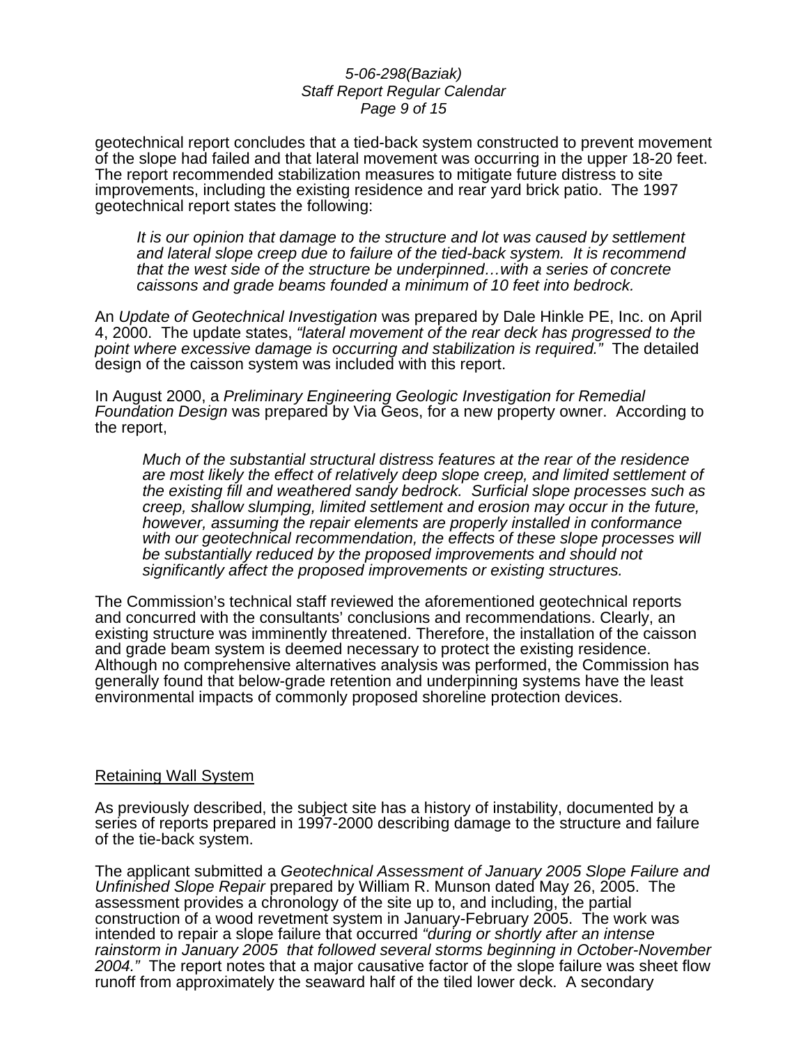geotechnical report concludes that a tied-back system constructed to prevent movement of the slope had failed and that lateral movement was occurring in the upper 18-20 feet. The report recommended stabilization measures to mitigate future distress to site improvements, including the existing residence and rear yard brick patio. The 1997 geotechnical report states the following:

> *It is our opinion that damage to the structure and lot was caused by settlement and lateral slope creep due to failure of the tied-back system. It is recommend that the west side of the structure be underpinned…with a series of concrete caissons and grade beams founded a minimum of 10 feet into bedrock.*

An *Update of Geotechnical Investigation* was prepared by Dale Hinkle PE, Inc. on April 4, 2000. The update states, *"lateral movement of the rear deck has progressed to the point where excessive damage is occurring and stabilization is required."* The detailed design of the caisson system was included with this report.

In August 2000, a *Preliminary Engineering Geologic Investigation for Remedial Foundation Design* was prepared by Via Geos, for a new property owner. According to the report,

> *Much of the substantial structural distress features at the rear of the residence are most likely the effect of relatively deep slope creep, and limited settlement of the existing fill and weathered sandy bedrock. Surficial slope processes such as creep, shallow slumping, limited settlement and erosion may occur in the future, however, assuming the repair elements are properly installed in conformance with our geotechnical recommendation, the effects of these slope processes will be substantially reduced by the proposed improvements and should not significantly affect the proposed improvements or existing structures.*

The Commission's technical staff reviewed the aforementioned geotechnical reports and concurred with the consultants' conclusions and recommendations. Clearly, an existing structure was imminently threatened. Therefore, the installation of the caisson and grade beam system is deemed necessary to protect the existing residence. Although no comprehensive alternatives analysis was performed, the Commission has generally found that below-grade retention and underpinning systems have the least environmental impacts of commonly proposed shoreline protection devices.

<u>Retaining Wall System</u>

As previously described, the subject site has a history of instability, documented by a series of reports prepared in 1997-2000 describing damage to the structure and failure of the tie-back system.

The applicant submitted a *Geotechnical Assessment of January 2005 Slope Failure and Unfinished Slope Repair* prepared by William R. Munson dated May 26, 2005. The assessment provides a chronology of the site up to, and including, the partial construction of a wood revetment system in January-February 2005. The work was intended to repair a slope failure that occurred *"during or shortly after an intense rainstorm in January 2005 that followed several storms beginning in October-November 2004."* The report notes that a major causative factor of the slope failure was sheet flow runoff from approximately the seaward half of the tiled lower deck. A secondary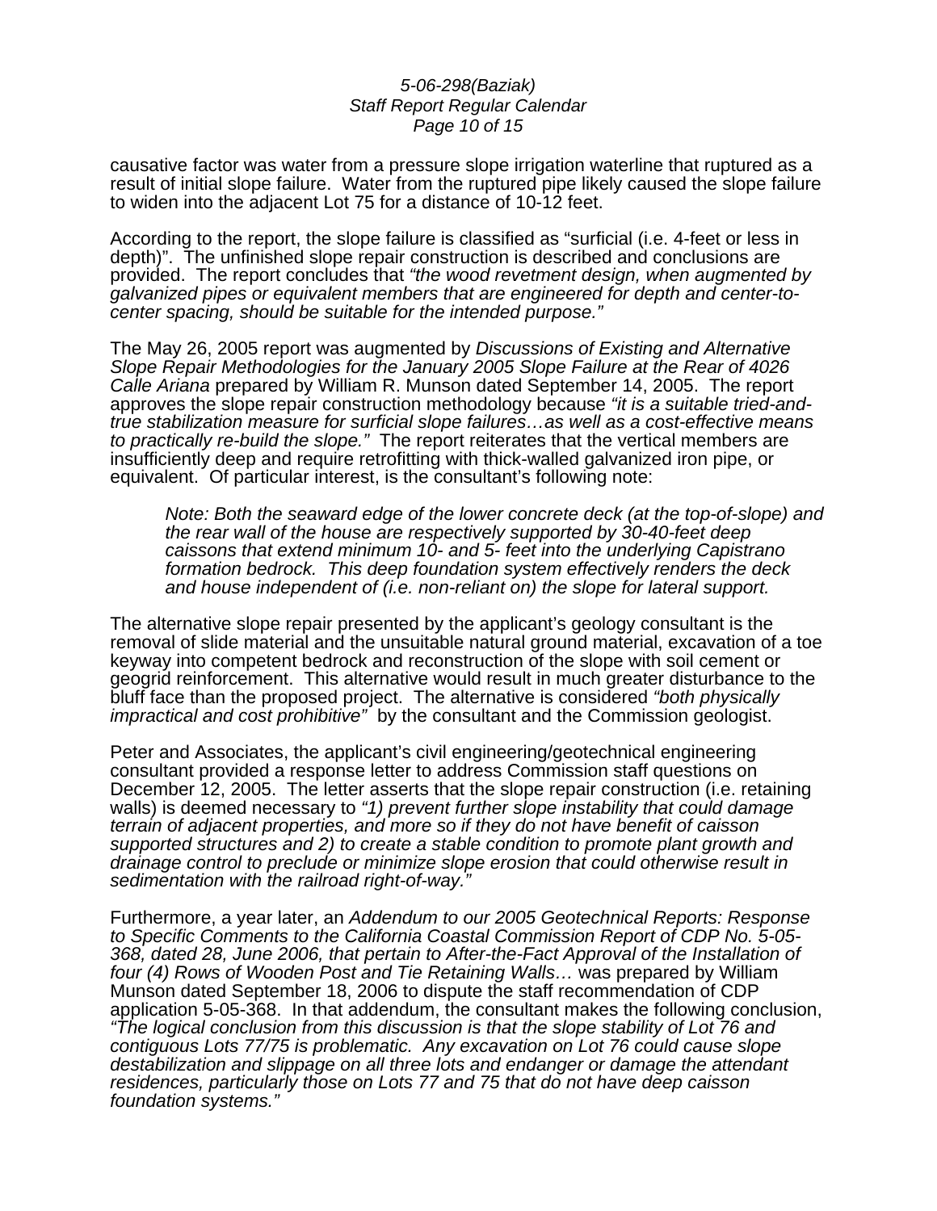causative factor was water from a pressure slope irrigation waterline that ruptured as a result of initial slope failure. Water from the ruptured pipe likely caused the slope failure to widen into the adjacent Lot 75 for a distance of 10-12 feet.

According to the report, the slope failure is classified as "surficial (i.e. 4-feet or less in depth)". The unfinished slope repair construction is described and conclusions are provided. The report concludes that *"the wood revetment design, when augmented by galvanized pipes or equivalent members that are engineered for depth and center-to-center spacing, should be suitable for the intended purpose."*

The May 26, 2005 report was augmented by *Discussions of Existing and Alternative Slope Repair Methodologies for the January 2005 Slope Failure at the Rear of 4026 Calle Ariana* prepared by William R. Munson dated September 14, 2005. The report approves the slope repair construction methodology because *"it is a suitable tried-and-true stabilization measure for surficial slope failures…as well as a cost-effective means to practically re-build the slope."* The report reiterates that the vertical members are insufficiently deep and require retrofitting with thick-walled galvanized iron pipe, or equivalent. Of particular interest, is the consultant's following note:

> *Note: Both the seaward edge of the lower concrete deck (at the top-of-slope) and the rear wall of the house are respectively supported by 30-40-feet deep caissons that extend minimum 10- and 5- feet into the underlying Capistrano formation bedrock. This deep foundation system effectively renders the deck and house independent of (i.e. non-reliant on) the slope for lateral support.*

The alternative slope repair presented by the applicant's geology consultant is the removal of slide material and the unsuitable natural ground material, excavation of a toe keyway into competent bedrock and reconstruction of the slope with soil cement or geogrid reinforcement. This alternative would result in much greater disturbance to the bluff face than the proposed project. The alternative is considered *"both physically impractical and cost prohibitive"* by the consultant and the Commission geologist.

Peter and Associates, the applicant's civil engineering/geotechnical engineering consultant provided a response letter to address Commission staff questions on December 12, 2005. The letter asserts that the slope repair construction (i.e. retaining walls) is deemed necessary to *"1) prevent further slope instability that could damage terrain of adjacent properties, and more so if they do not have benefit of caisson supported structures and 2) to create a stable condition to promote plant growth and drainage control to preclude or minimize slope erosion that could otherwise result in sedimentation with the railroad right-of-way."*

Furthermore, a year later, an *Addendum to our 2005 Geotechnical Reports: Response to Specific Comments to the California Coastal Commission Report of CDP No. 5-05-368, dated 28, June 2006, that pertain to After-the-Fact Approval of the Installation of four (4) Rows of Wooden Post and Tie Retaining Walls…* was prepared by William Munson dated September 18, 2006 to dispute the staff recommendation of CDP application 5-05-368. In that addendum, the consultant makes the following conclusion, *"The logical conclusion from this discussion is that the slope stability of Lot 76 and contiguous Lots 77/75 is problematic. Any excavation on Lot 76 could cause slope destabilization and slippage on all three lots and endanger or damage the attendant residences, particularly those on Lots 77 and 75 that do not have deep caisson foundation systems."*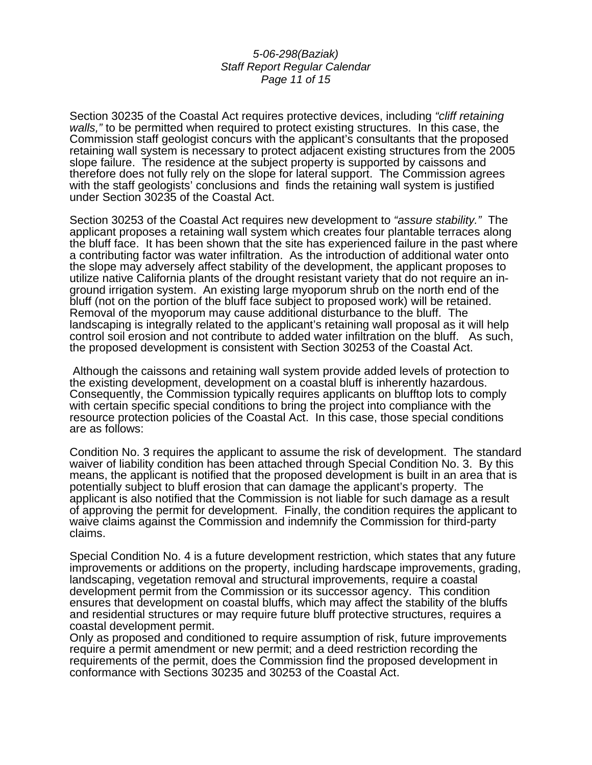Section 30235 of the Coastal Act requires protective devices, including *"cliff retaining walls,"* to be permitted when required to protect existing structures. In this case, the Commission staff geologist concurs with the applicant's consultants that the proposed retaining wall system is necessary to protect adjacent existing structures from the 2005 slope failure. The residence at the subject property is supported by caissons and therefore does not fully rely on the slope for lateral support. The Commission agrees with the staff geologists' conclusions and finds the retaining wall system is justified under Section 30235 of the Coastal Act.

Section 30253 of the Coastal Act requires new development to *"assure stability."* The applicant proposes a retaining wall system which creates four plantable terraces along the bluff face. It has been shown that the site has experienced failure in the past where a contributing factor was water infiltration. As the introduction of additional water onto the slope may adversely affect stability of the development, the applicant proposes to utilize native California plants of the drought resistant variety that do not require an in-ground irrigation system. An existing large myoporum shrub on the north end of the bluff (not on the portion of the bluff face subject to proposed work) will be retained. Removal of the myoporum may cause additional disturbance to the bluff. The landscaping is integrally related to the applicant's retaining wall proposal as it will help control soil erosion and not contribute to added water infiltration on the bluff. As such, the proposed development is consistent with Section 30253 of the Coastal Act.

Although the caissons and retaining wall system provide added levels of protection to the existing development, development on a coastal bluff is inherently hazardous. Consequently, the Commission typically requires applicants on blufftop lots to comply with certain specific special conditions to bring the project into compliance with the resource protection policies of the Coastal Act. In this case, those special conditions are as follows:

Condition No. 3 requires the applicant to assume the risk of development. The standard waiver of liability condition has been attached through Special Condition No. 3. By this means, the applicant is notified that the proposed development is built in an area that is potentially subject to bluff erosion that can damage the applicant's property. The applicant is also notified that the Commission is not liable for such damage as a result of approving the permit for development. Finally, the condition requires the applicant to waive claims against the Commission and indemnify the Commission for third-party claims.

Special Condition No. 4 is a future development restriction, which states that any future improvements or additions on the property, including hardscape improvements, grading, landscaping, vegetation removal and structural improvements, require a coastal development permit from the Commission or its successor agency. This condition ensures that development on coastal bluffs, which may affect the stability of the bluffs and residential structures or may require future bluff protective structures, requires a coastal development permit.

Only as proposed and conditioned to require assumption of risk, future improvements require a permit amendment or new permit; and a deed restriction recording the requirements of the permit, does the Commission find the proposed development in conformance with Sections 30235 and 30253 of the Coastal Act.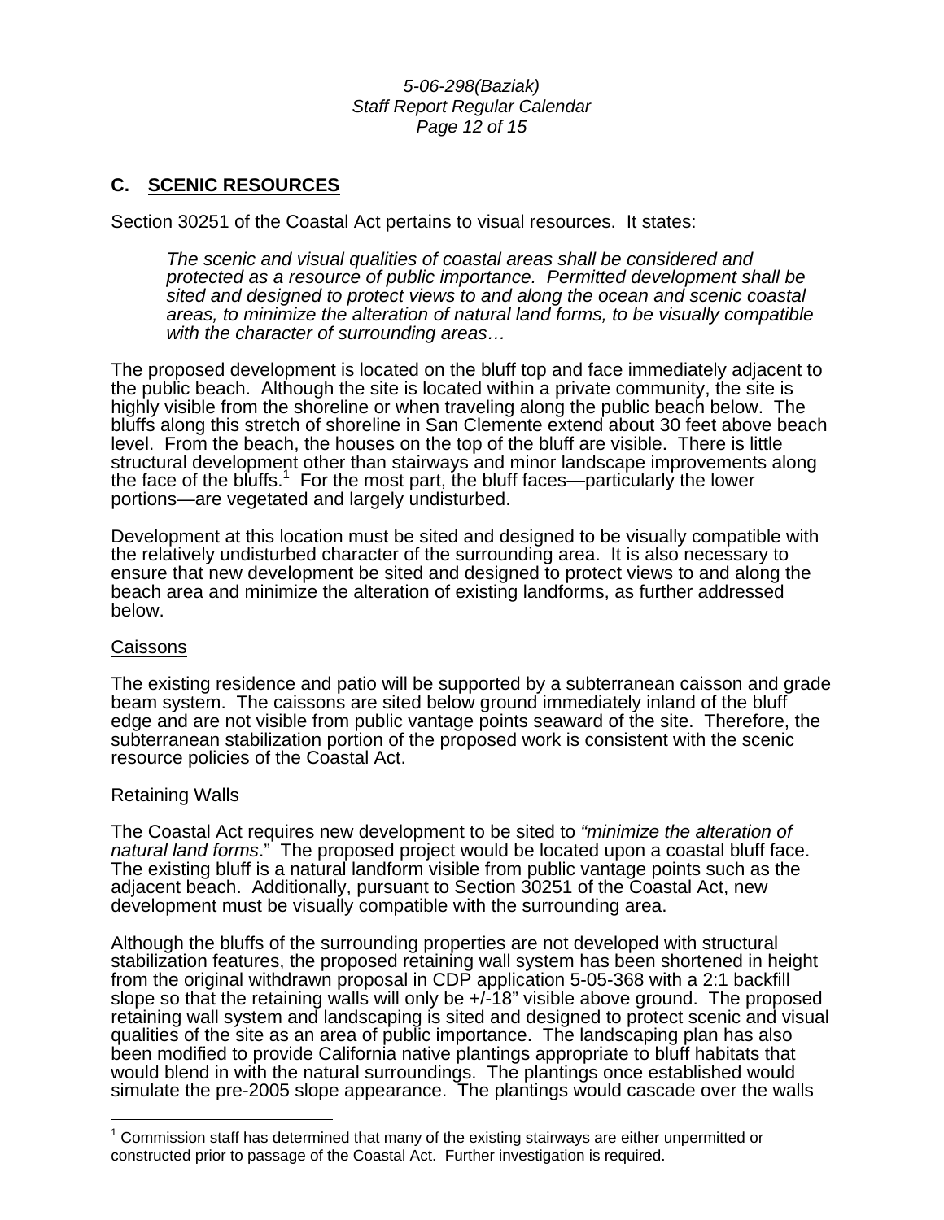## C. SCENIC RESOURCES

Section 30251 of the Coastal Act pertains to visual resources. It states:

> *The scenic and visual qualities of coastal areas shall be considered and protected as a resource of public importance. Permitted development shall be sited and designed to protect views to and along the ocean and scenic coastal areas, to minimize the alteration of natural land forms, to be visually compatible with the character of surrounding areas…*

The proposed development is located on the bluff top and face immediately adjacent to the public beach. Although the site is located within a private community, the site is highly visible from the shoreline or when traveling along the public beach below. The bluffs along this stretch of shoreline in San Clemente extend about 30 feet above beach level. From the beach, the houses on the top of the bluff are visible. There is little structural development other than stairways and minor landscape improvements along the face of the bluffs.[1] For the most part, the bluff faces—particularly the lower portions—are vegetated and largely undisturbed.

Development at this location must be sited and designed to be visually compatible with the relatively undisturbed character of the surrounding area. It is also necessary to ensure that new development be sited and designed to protect views to and along the beach area and minimize the alteration of existing landforms, as further addressed below.

### Caissons

The existing residence and patio will be supported by a subterranean caisson and grade beam system. The caissons are sited below ground immediately inland of the bluff edge and are not visible from public vantage points seaward of the site. Therefore, the subterranean stabilization portion of the proposed work is consistent with the scenic resource policies of the Coastal Act.

### Retaining Walls

The Coastal Act requires new development to be sited to *"minimize the alteration of natural land forms*." The proposed project would be located upon a coastal bluff face. The existing bluff is a natural landform visible from public vantage points such as the adjacent beach. Additionally, pursuant to Section 30251 of the Coastal Act, new development must be visually compatible with the surrounding area.

Although the bluffs of the surrounding properties are not developed with structural stabilization features, the proposed retaining wall system has been shortened in height from the original withdrawn proposal in CDP application 5-05-368 with a 2:1 backfill slope so that the retaining walls will only be +/-18" visible above ground. The proposed retaining wall system and landscaping is sited and designed to protect scenic and visual qualities of the site as an area of public importance. The landscaping plan has also been modified to provide California native plantings appropriate to bluff habitats that would blend in with the natural surroundings. The plantings once established would simulate the pre-2005 slope appearance. The plantings would cascade over the walls

---

[1] Commission staff has determined that many of the existing stairways are either unpermitted or constructed prior to passage of the Coastal Act. Further investigation is required.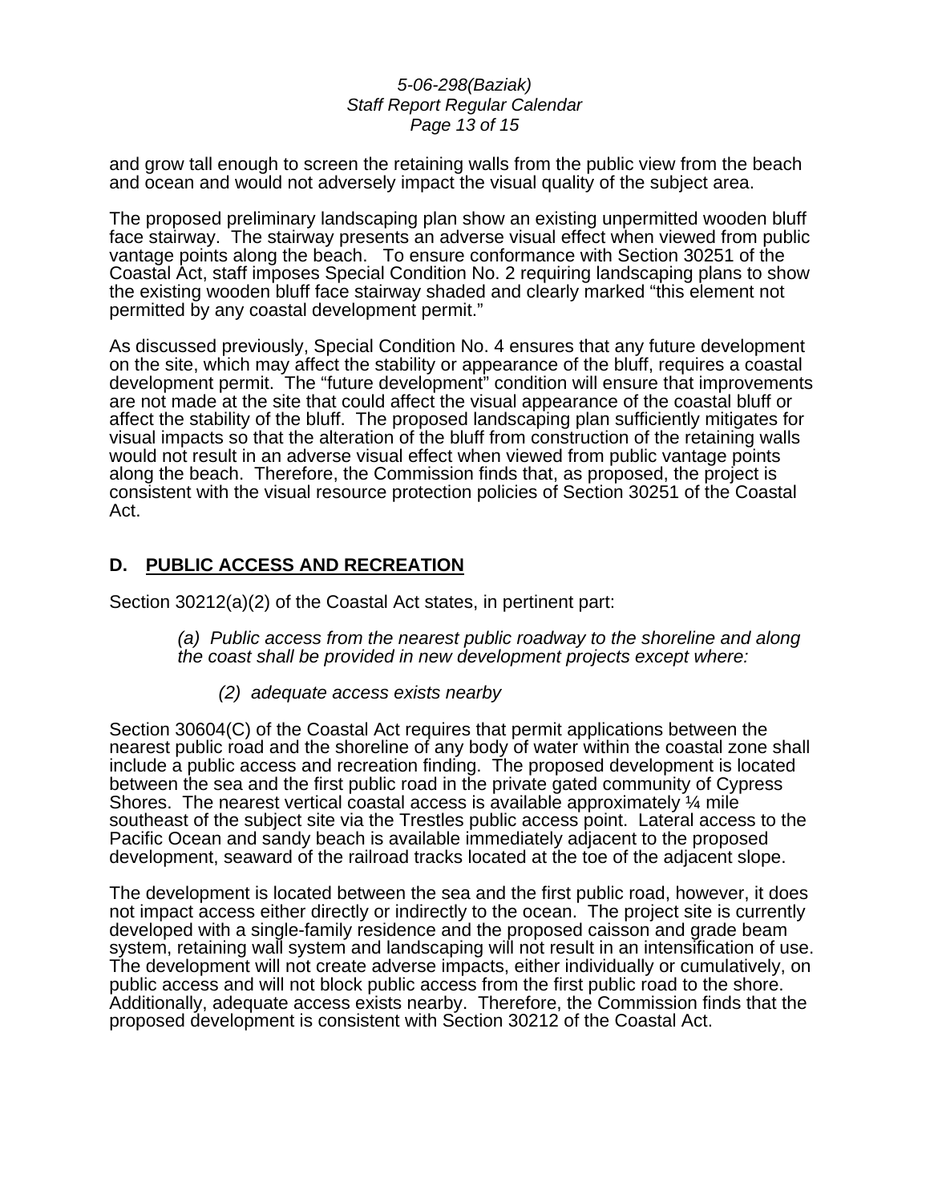and grow tall enough to screen the retaining walls from the public view from the beach and ocean and would not adversely impact the visual quality of the subject area.

The proposed preliminary landscaping plan show an existing unpermitted wooden bluff face stairway. The stairway presents an adverse visual effect when viewed from public vantage points along the beach. To ensure conformance with Section 30251 of the Coastal Act, staff imposes Special Condition No. 2 requiring landscaping plans to show the existing wooden bluff face stairway shaded and clearly marked "this element not permitted by any coastal development permit."

As discussed previously, Special Condition No. 4 ensures that any future development on the site, which may affect the stability or appearance of the bluff, requires a coastal development permit. The "future development" condition will ensure that improvements are not made at the site that could affect the visual appearance of the coastal bluff or affect the stability of the bluff. The proposed landscaping plan sufficiently mitigates for visual impacts so that the alteration of the bluff from construction of the retaining walls would not result in an adverse visual effect when viewed from public vantage points along the beach. Therefore, the Commission finds that, as proposed, the project is consistent with the visual resource protection policies of Section 30251 of the Coastal Act.

## D. <u>PUBLIC ACCESS AND RECREATION</u>

Section 30212(a)(2) of the Coastal Act states, in pertinent part:

> *(a) Public access from the nearest public roadway to the shoreline and along the coast shall be provided in new development projects except where:*
>
> > *(2) adequate access exists nearby*

Section 30604(C) of the Coastal Act requires that permit applications between the nearest public road and the shoreline of any body of water within the coastal zone shall include a public access and recreation finding. The proposed development is located between the sea and the first public road in the private gated community of Cypress Shores. The nearest vertical coastal access is available approximately ¼ mile southeast of the subject site via the Trestles public access point. Lateral access to the Pacific Ocean and sandy beach is available immediately adjacent to the proposed development, seaward of the railroad tracks located at the toe of the adjacent slope.

The development is located between the sea and the first public road, however, it does not impact access either directly or indirectly to the ocean. The project site is currently developed with a single-family residence and the proposed caisson and grade beam system, retaining wall system and landscaping will not result in an intensification of use. The development will not create adverse impacts, either individually or cumulatively, on public access and will not block public access from the first public road to the shore. Additionally, adequate access exists nearby. Therefore, the Commission finds that the proposed development is consistent with Section 30212 of the Coastal Act.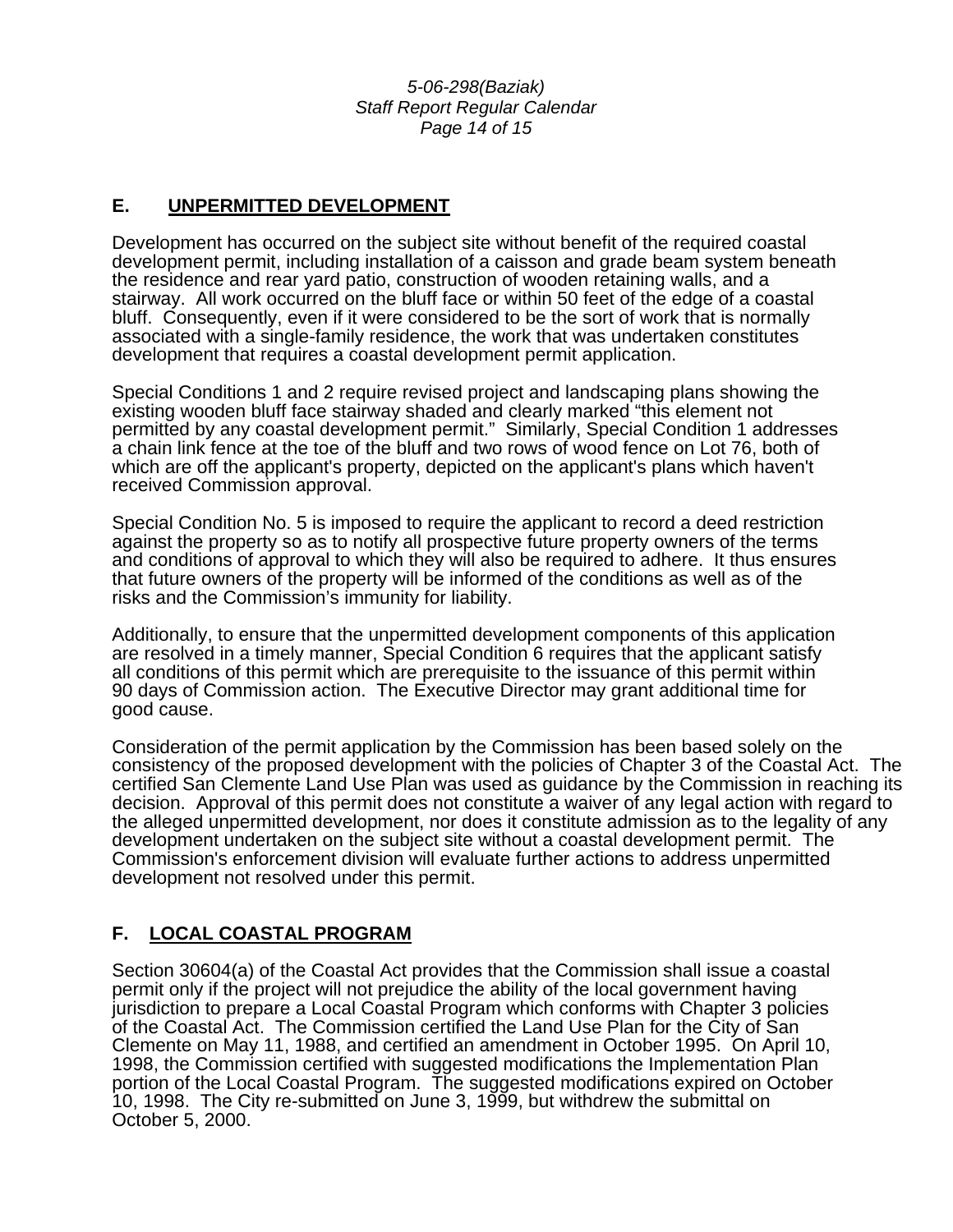## E. <u>UNPERMITTED DEVELOPMENT</u>

Development has occurred on the subject site without benefit of the required coastal development permit, including installation of a caisson and grade beam system beneath the residence and rear yard patio, construction of wooden retaining walls, and a stairway. All work occurred on the bluff face or within 50 feet of the edge of a coastal bluff. Consequently, even if it were considered to be the sort of work that is normally associated with a single-family residence, the work that was undertaken constitutes development that requires a coastal development permit application.

Special Conditions 1 and 2 require revised project and landscaping plans showing the existing wooden bluff face stairway shaded and clearly marked "this element not permitted by any coastal development permit." Similarly, Special Condition 1 addresses a chain link fence at the toe of the bluff and two rows of wood fence on Lot 76, both of which are off the applicant's property, depicted on the applicant's plans which haven't received Commission approval.

Special Condition No. 5 is imposed to require the applicant to record a deed restriction against the property so as to notify all prospective future property owners of the terms and conditions of approval to which they will also be required to adhere. It thus ensures that future owners of the property will be informed of the conditions as well as of the risks and the Commission's immunity for liability.

Additionally, to ensure that the unpermitted development components of this application are resolved in a timely manner, Special Condition 6 requires that the applicant satisfy all conditions of this permit which are prerequisite to the issuance of this permit within 90 days of Commission action. The Executive Director may grant additional time for good cause.

Consideration of the permit application by the Commission has been based solely on the consistency of the proposed development with the policies of Chapter 3 of the Coastal Act. The certified San Clemente Land Use Plan was used as guidance by the Commission in reaching its decision. Approval of this permit does not constitute a waiver of any legal action with regard to the alleged unpermitted development, nor does it constitute admission as to the legality of any development undertaken on the subject site without a coastal development permit. The Commission's enforcement division will evaluate further actions to address unpermitted development not resolved under this permit.

## F. <u>LOCAL COASTAL PROGRAM</u>

Section 30604(a) of the Coastal Act provides that the Commission shall issue a coastal permit only if the project will not prejudice the ability of the local government having jurisdiction to prepare a Local Coastal Program which conforms with Chapter 3 policies of the Coastal Act. The Commission certified the Land Use Plan for the City of San Clemente on May 11, 1988, and certified an amendment in October 1995. On April 10, 1998, the Commission certified with suggested modifications the Implementation Plan portion of the Local Coastal Program. The suggested modifications expired on October 10, 1998. The City re-submitted on June 3, 1999, but withdrew the submittal on October 5, 2000.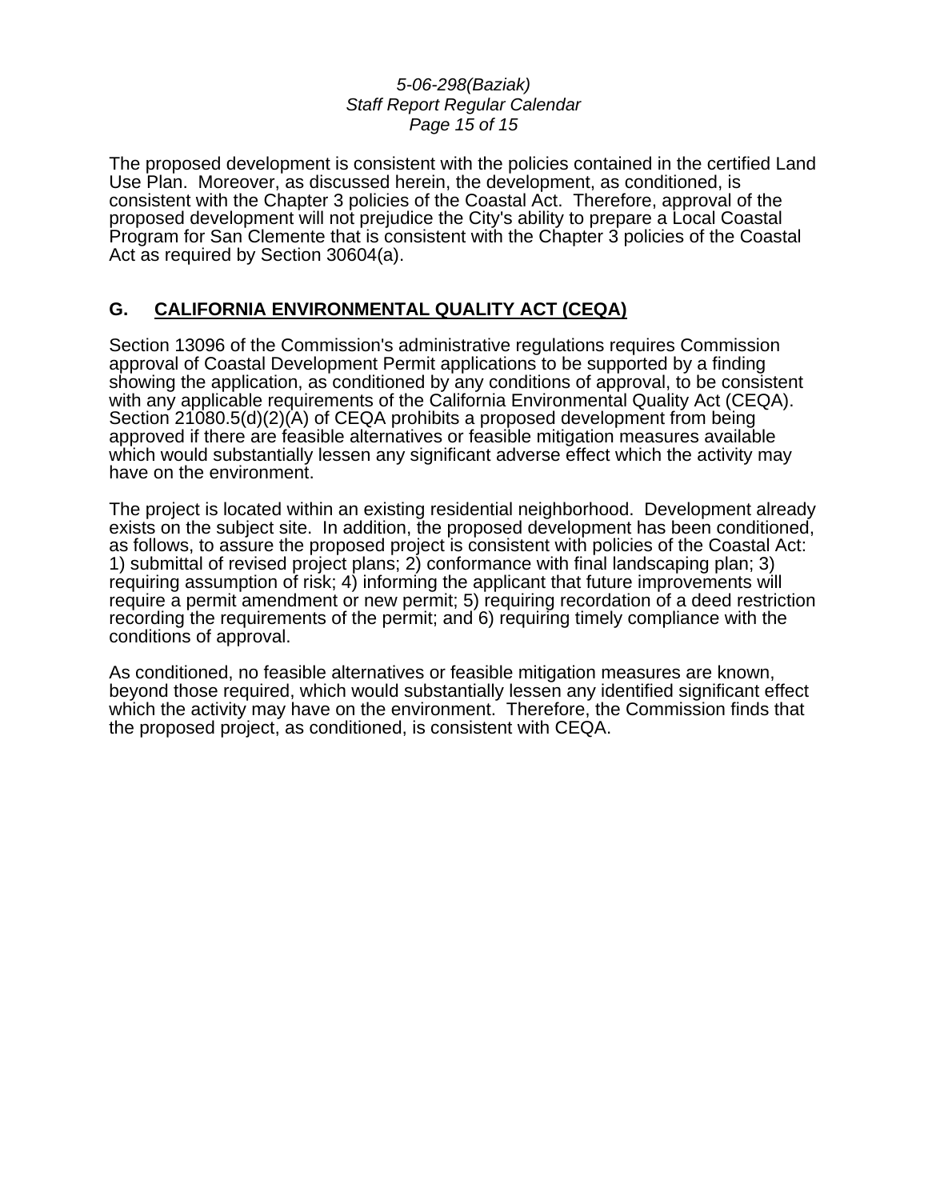The proposed development is consistent with the policies contained in the certified Land Use Plan. Moreover, as discussed herein, the development, as conditioned, is consistent with the Chapter 3 policies of the Coastal Act. Therefore, approval of the proposed development will not prejudice the City's ability to prepare a Local Coastal Program for San Clemente that is consistent with the Chapter 3 policies of the Coastal Act as required by Section 30604(a).

## G. CALIFORNIA ENVIRONMENTAL QUALITY ACT (CEQA)

Section 13096 of the Commission's administrative regulations requires Commission approval of Coastal Development Permit applications to be supported by a finding showing the application, as conditioned by any conditions of approval, to be consistent with any applicable requirements of the California Environmental Quality Act (CEQA). Section 21080.5(d)(2)(A) of CEQA prohibits a proposed development from being approved if there are feasible alternatives or feasible mitigation measures available which would substantially lessen any significant adverse effect which the activity may have on the environment.

The project is located within an existing residential neighborhood. Development already exists on the subject site. In addition, the proposed development has been conditioned, as follows, to assure the proposed project is consistent with policies of the Coastal Act: 1) submittal of revised project plans; 2) conformance with final landscaping plan; 3) requiring assumption of risk; 4) informing the applicant that future improvements will require a permit amendment or new permit; 5) requiring recordation of a deed restriction recording the requirements of the permit; and 6) requiring timely compliance with the conditions of approval.

As conditioned, no feasible alternatives or feasible mitigation measures are known, beyond those required, which would substantially lessen any identified significant effect which the activity may have on the environment. Therefore, the Commission finds that the proposed project, as conditioned, is consistent with CEQA.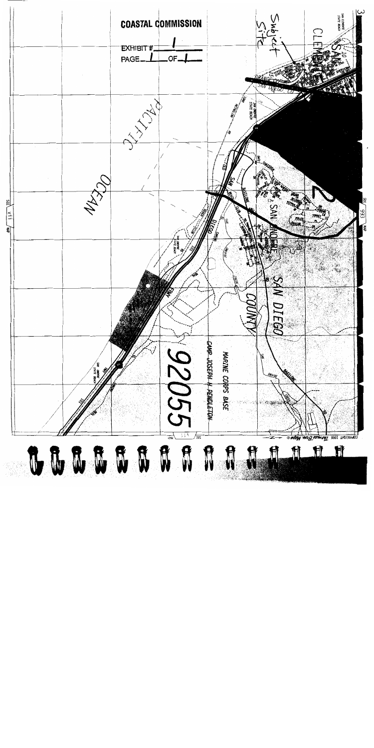COASTAL COMMISSION

EXHIBIT # 1

PAGE 1 OF 1

Subject Site

PACIFIC OCEAN

SAN DIEGO COUNTY

SAN ONOFRE

MARINE CORPS BASE

CAMP JOSEPH H PENDLETON

92055

SAN CLEMENTE STATE BEACH

SAN ONOFRE STATE BEACH

COPYRIGHT 1995 Thomas Bros. Maps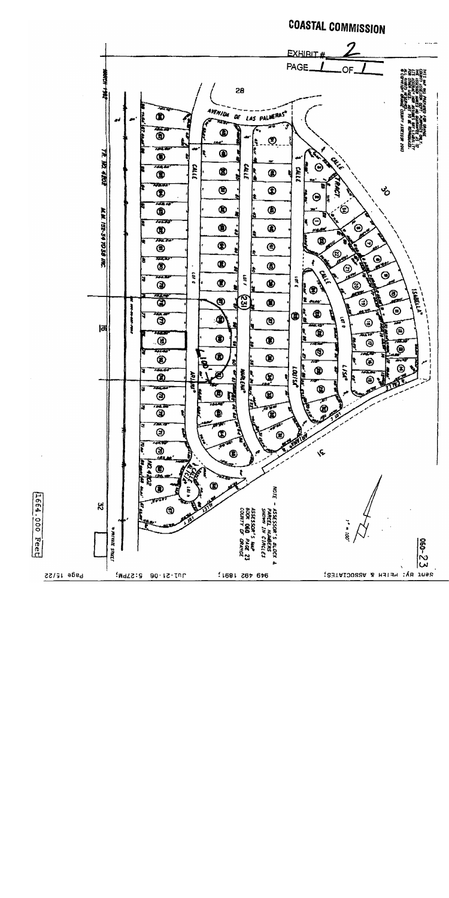**COASTAL COMMISSION**

EXHIBIT # 2

PAGE 1 OF 1

THIS MAP WAS PREPARED FOR ORANGE COUNTY ASSESSOR DEPT. PURPOSES ONLY. THE ASSESSOR MAKES NO GUARANTEE AS TO ITS ACCURACY NOR ASSUMES ANY LIABILITY FOR OTHER USES. NOT TO BE REPRODUCED. ALL RIGHTS RESERVED. © COPYRIGHT ORANGE COUNTY ASSESSOR 2003

28

AVENIDA DE LAS PALMERAS

CALLE

CALLE

CALLE

CALLE TRACT

30

CALLE LOUISA

CALLE ISABELLA

LISA

CALLE ARLINO

MARLENA

LOT A

LOT B

LOT C

LOT D

LOT E

(23)

(15)

32

TR. NO. 4202

M.M. 155-34 TO 38 INC.

MARCH 1986

N PRIVATE STREET

NOTE – ASSESSOR'S BLOCK & PARCEL NUMBERS SHOWN IN CIRCLES

ASSESSOR'S MAP BOOK 060 PAGE 23 COUNTY OF ORANGE

1" = 100'

060-23

1664.000 Feet

Sent By: FIRTH & ASSOCIATES; 949 492 1891; Jul-21-06 5:52PM; Page 15/22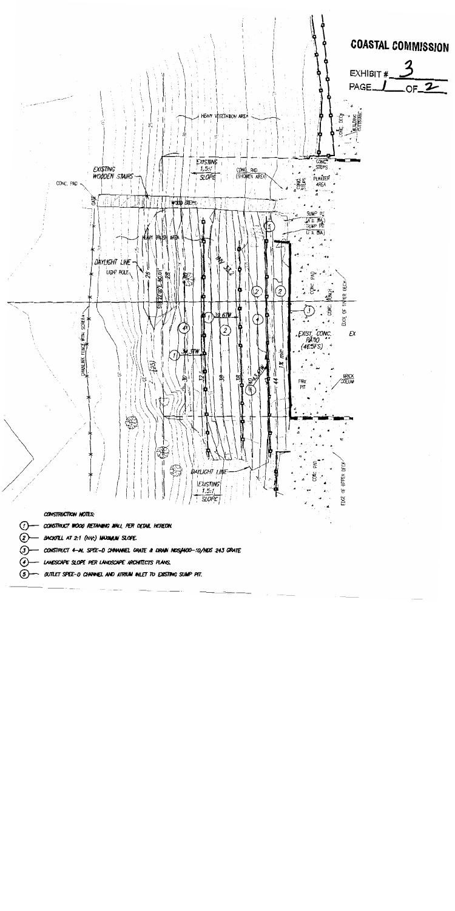**COASTAL COMMISSION**

EXHIBIT # 3

PAGE 1 OF 2

HEAVY VEGETATION AREA

EXISTING 1.5:1 SLOPE

EXISTING WOODEN STAIRS

CONC. PAD

CONC. PAD (SHOWER AREA)

CONC. STEPS

PLANTER AREA

BUILDING OUTSIDE

CONC. DECK

GATE

WOOD STEPS

SUMP PIT

HEAVY BRUSH AREA

DAYLIGHT LINE

LIGHT POLE

CONC. PAD

CONC. BENCH

EDGE OF UPPER DECK

CHAINLINK FENCE WITH SCREEN

EXIST. CONC. PATIO (46.5FS)

EX

FIRE PIT

BRICK COLUMN

DAYLIGHT LINE

EXISTING 1.5:1 SLOPE

CONC. PAD

EDGE OF UPPER DECK

CONSTRUCTION NOTES:

1. CONSTRUCT WOOD RETAINING WALL PER DETAIL HEREON.
2. BACKFILL AT 2:1 (H:V) MAXIMUM SLOPE.
3. CONSTRUCT 4-IN. SPEE-D CHANNEL GRATE & DRAIN NDS#400-10/NDS 243 GRATE.
4. LANDSCAPE SLOPE PER LANDSCAPE ARCHITECTS PLANS.
5. OUTLET SPEE-D CHANNEL AND ATRIUM INLET TO EXISTING SUMP PIT.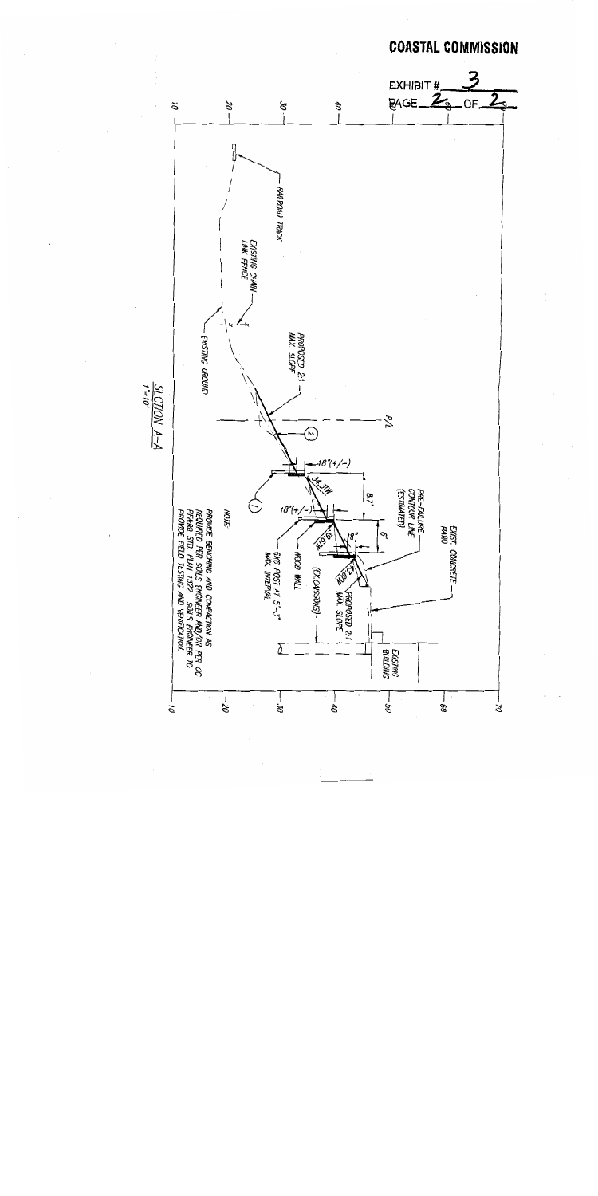**COASTAL COMMISSION**

EXHIBIT # 3

PAGE 2 OF 2

RAILROAD TRACK

EXISTING CHAIN LINK FENCE

EXISTING GROUND

PROPOSED 2:1 MAX. SLOPE

P/L

18"(+/-)

8.7'

PRE-FAILURE CONTOUR LINE (ESTIMATED)

EXIST. CONCRETE PATIO

34.3TW

18"(+/-)

6'

18"

6X6 POST AT 5'-3" MAX. INTERVAL

WOOD WALL

(EX.CAISSONS)

43.6TW

PROPOSED 2:1 MAX. SLOPE

EXISTING BUILDING

NOTE:

PROVIDE BENCHING AND COMPACTION AS REQUIRED PER SOILS ENGINEER AND/OR PER OC PF&RD STD. PLAN 1322. SOILS ENGINEER TO PROVIDE FIELD TESTING AND VERIFICATION.

SECTION A-A

1"=10'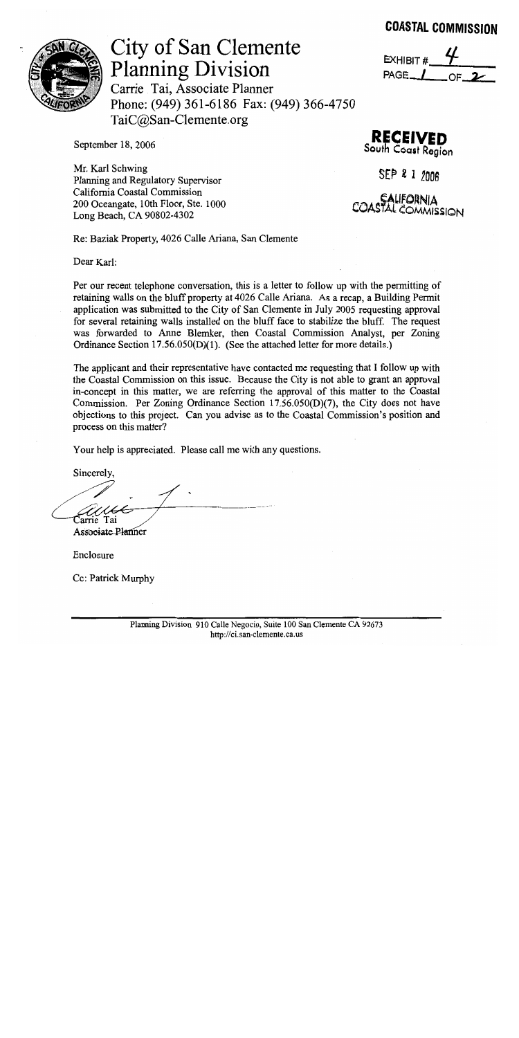**COASTAL COMMISSION**

EXHIBIT # 4

PAGE 1 OF 2

# City of San Clemente Planning Division

Carrie Tai, Associate Planner
Phone: (949) 361-6186 Fax: (949) 366-4750
TaiC@San-Clemente.org

**RECEIVED**
South Coast Region

SEP 21 2006

CALIFORNIA COASTAL COMMISSION

September 18, 2006

Mr. Karl Schwing
Planning and Regulatory Supervisor
California Coastal Commission
200 Oceangate, 10th Floor, Ste. 1000
Long Beach, CA 90802-4302

Re: Baziak Property, 4026 Calle Ariana, San Clemente

Dear Karl:

Per our recent telephone conversation, this is a letter to follow up with the permitting of retaining walls on the bluff property at 4026 Calle Ariana. As a recap, a Building Permit application was submitted to the City of San Clemente in July 2005 requesting approval for several retaining walls installed on the bluff face to stabilize the bluff. The request was forwarded to Anne Blemker, then Coastal Commission Analyst, per Zoning Ordinance Section 17.56.050(D)(1). (See the attached letter for more details.)

The applicant and their representative have contacted me requesting that I follow up with the Coastal Commission on this issue. Because the City is not able to grant an approval in-concept in this matter, we are referring the approval of this matter to the Coastal Commission. Per Zoning Ordinance Section 17.56.050(D)(7), the City does not have objections to this project. Can you advise as to the Coastal Commission's position and process on this matter?

Your help is appreciated. Please call me with any questions.

Sincerely,

Carrie Tai
Associate Planner

Enclosure

Cc: Patrick Murphy

Planning Division 910 Calle Negocio, Suite 100 San Clemente CA 92673
http://ci.san-clemente.ca.us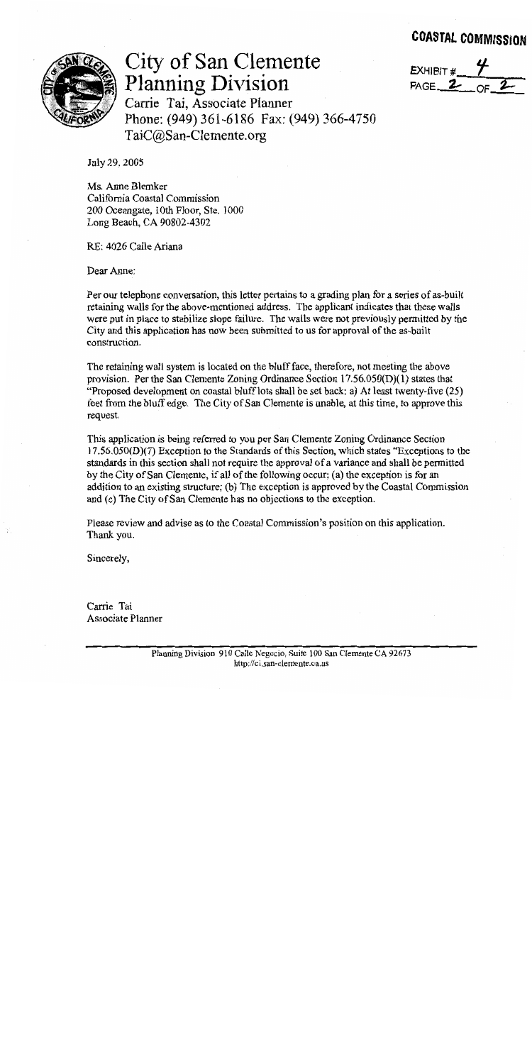**COASTAL COMMISSION**

EXHIBIT # 4
PAGE 2 OF 2

# City of San Clemente Planning Division

Carrie Tai, Associate Planner
Phone: (949) 361-6186 Fax: (949) 366-4750
TaiC@San-Clemente.org

July 29, 2005

Ms. Anne Blemker
California Coastal Commission
200 Oceangate, 10th Floor, Ste. 1000
Long Beach, CA 90802-4302

RE: 4026 Calle Ariana

Dear Anne:

Per our telephone conversation, this letter pertains to a grading plan for a series of as-built retaining walls for the above-mentioned address. The applicant indicates that these walls were put in place to stabilize slope failure. The walls were not previously permitted by the City and this application has now been submitted to us for approval of the as-built construction.

The retaining wall system is located on the bluff face, therefore, not meeting the above provision. Per the San Clemente Zoning Ordinance Section 17.56.050(D)(1) states that "Proposed development on coastal bluff lots shall be set back: a) At least twenty-five (25) feet from the bluff edge. The City of San Clemente is unable, at this time, to approve this request.

This application is being referred to you per San Clemente Zoning Ordinance Section 17.56.050(D)(7) Exception to the Standards of this Section, which states "Exceptions to the standards in this section shall not require the approval of a variance and shall be permitted by the City of San Clemente, if all of the following occur: (a) the exception is for an addition to an existing structure; (b) The exception is approved by the Coastal Commission and (c) The City of San Clemente has no objections to the exception.

Please review and advise as to the Coastal Commission's position on this application. Thank you.

Sincerely,

Carrie Tai
Associate Planner

Planning Division 910 Calle Negocio, Suite 100 San Clemente CA 92673
http://ci.san-clemente.ca.us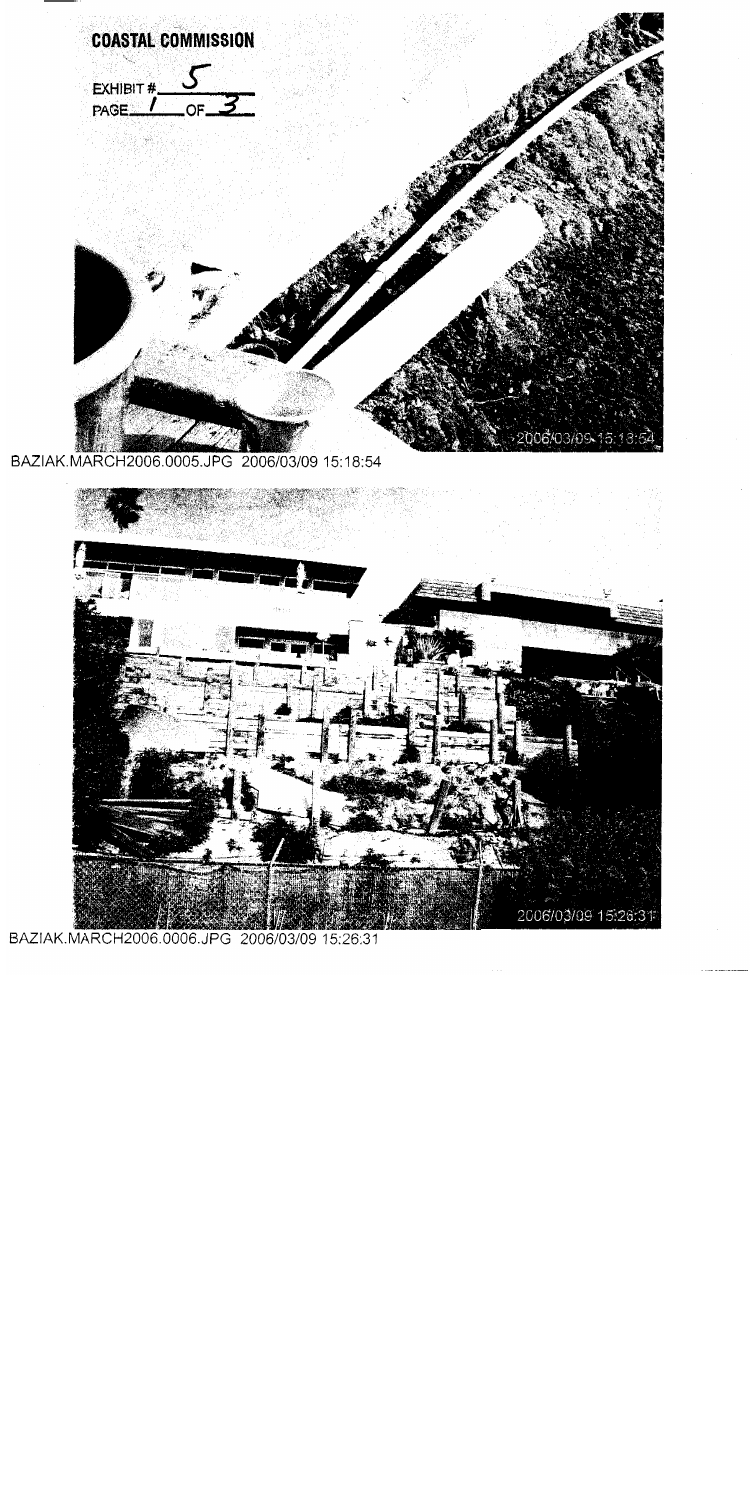**COASTAL COMMISSION**

EXHIBIT # 5
PAGE 1 OF 3

BAZIAK.MARCH2006.0005.JPG 2006/03/09 15:18:54

BAZIAK.MARCH2006.0006.JPG 2006/03/09 15:26:31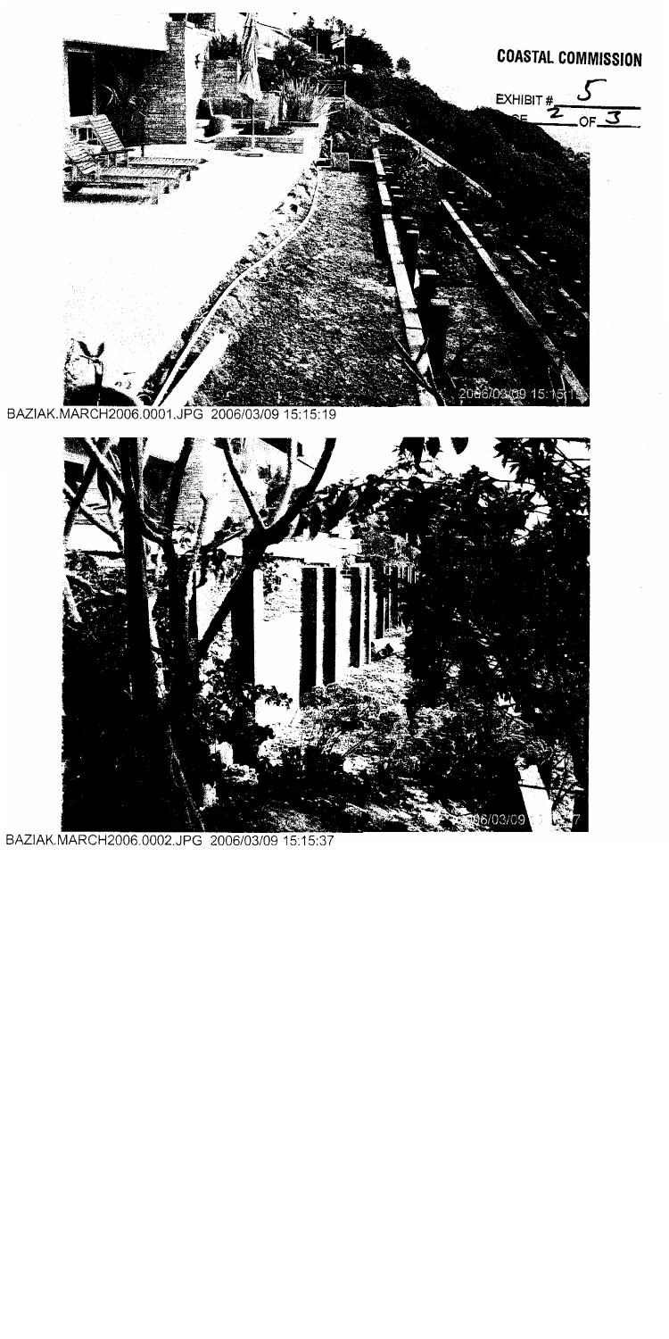**COASTAL COMMISSION**

EXHIBIT # 5

PAGE 2 OF 3

BAZIAK.MARCH2006.0001.JPG 2006/03/09 15:15:19

BAZIAK.MARCH2006.0002.JPG 2006/03/09 15:15:37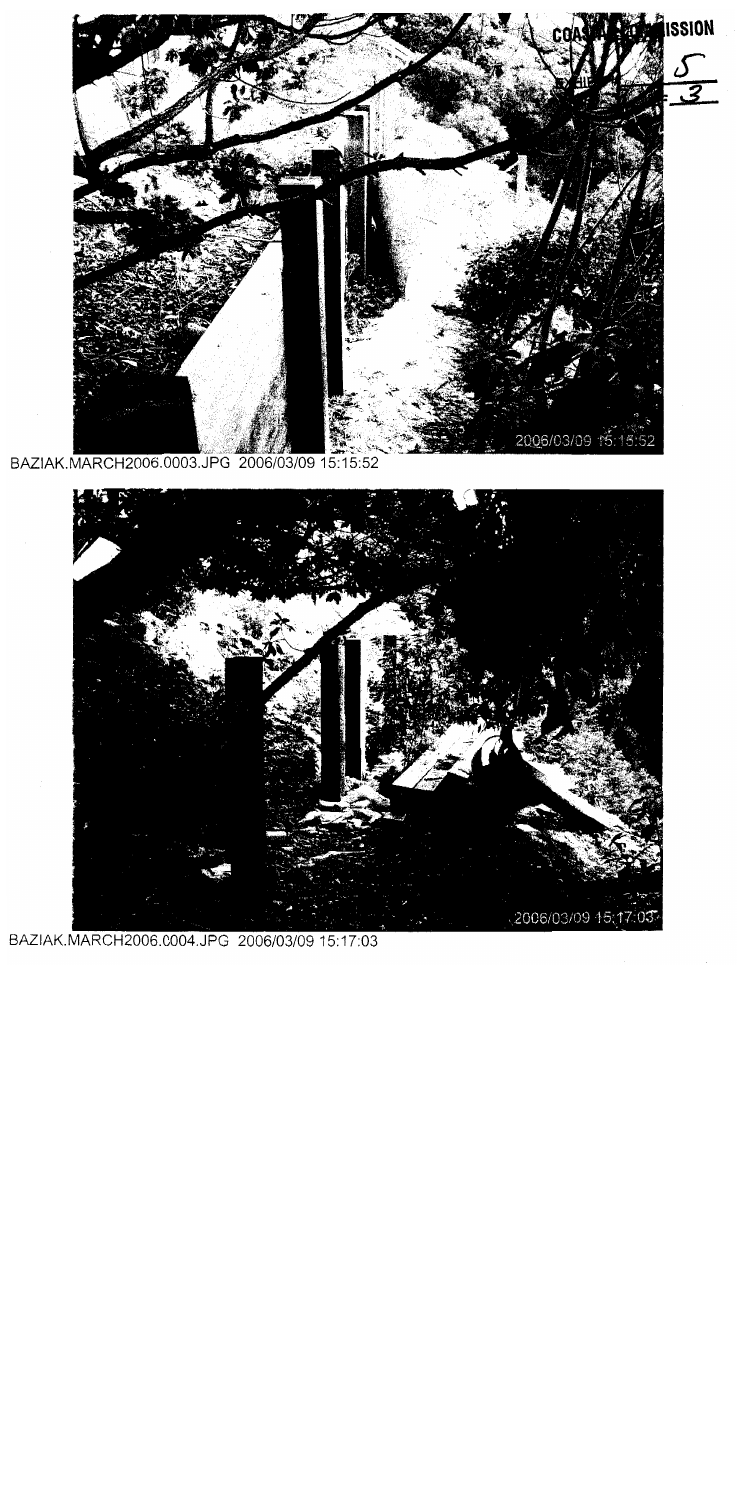COASTAL COMMISSION

5
3

BAZIAK.MARCH2006.0003.JPG 2006/03/09 15:15:52

BAZIAK.MARCH2006.0004.JPG 2006/03/09 15:17:03